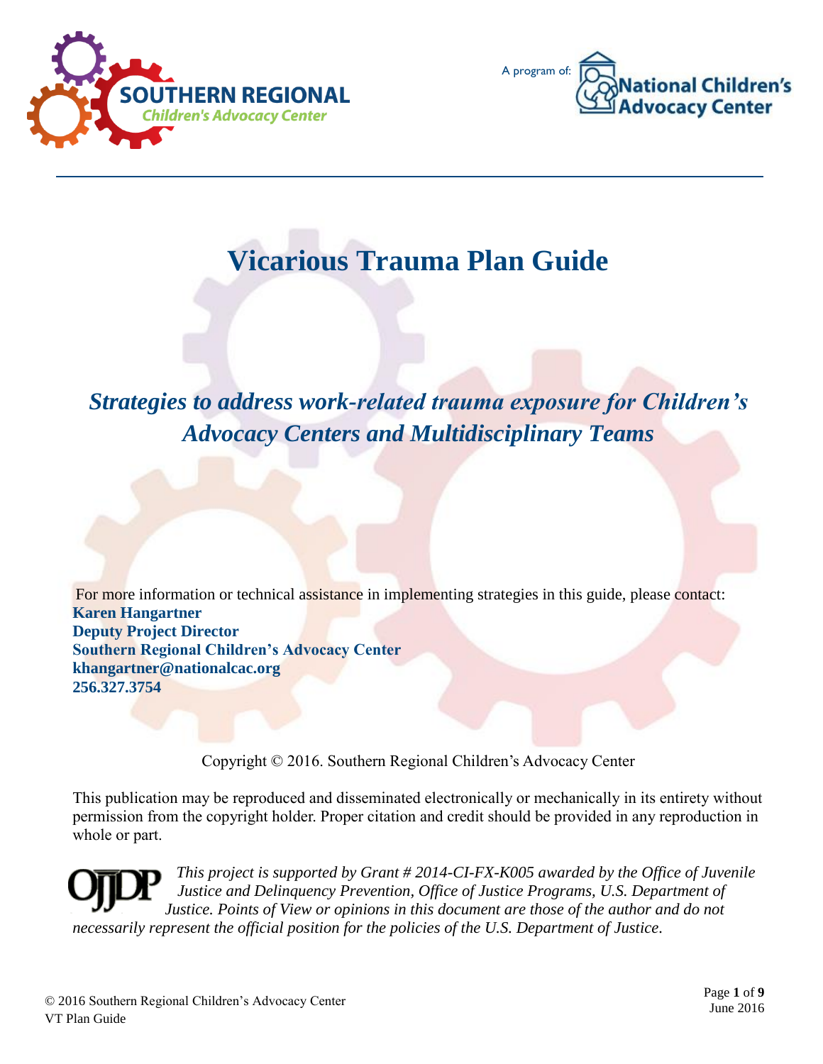SOUTHERN REGIONAL
Children's Advocacy Center

A program of: National Children's Advocacy Center

# Vicarious Trauma Plan Guide

## *Strategies to address work-related trauma exposure for Children's Advocacy Centers and Multidisciplinary Teams*

For more information or technical assistance in implementing strategies in this guide, please contact:
**Karen Hangartner**
**Deputy Project Director**
**Southern Regional Children's Advocacy Center**
**khangartner@nationalcac.org**
**256.327.3754**

Copyright © 2016. Southern Regional Children's Advocacy Center

This publication may be reproduced and disseminated electronically or mechanically in its entirety without permission from the copyright holder. Proper citation and credit should be provided in any reproduction in whole or part.

OJJDP *This project is supported by Grant # 2014-CI-FX-K005 awarded by the Office of Juvenile Justice and Delinquency Prevention, Office of Justice Programs, U.S. Department of Justice. Points of View or opinions in this document are those of the author and do not necessarily represent the official position for the policies of the U.S. Department of Justice.*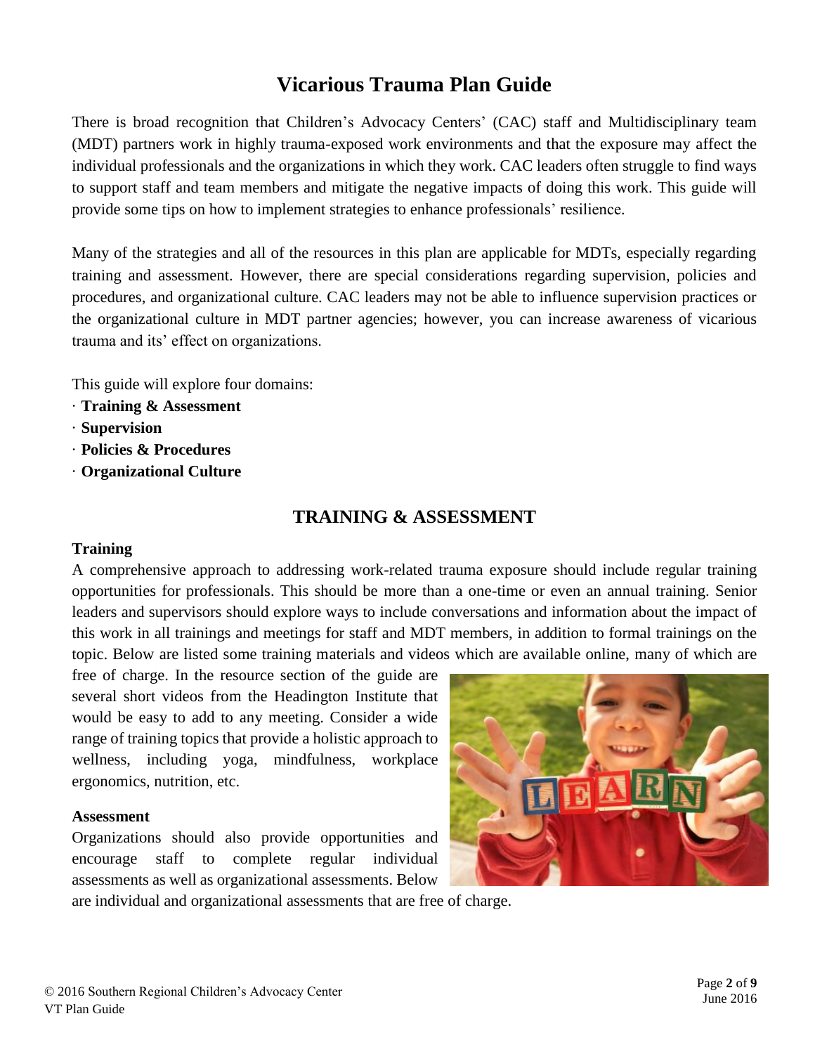# Vicarious Trauma Plan Guide

There is broad recognition that Children's Advocacy Centers' (CAC) staff and Multidisciplinary team (MDT) partners work in highly trauma-exposed work environments and that the exposure may affect the individual professionals and the organizations in which they work. CAC leaders often struggle to find ways to support staff and team members and mitigate the negative impacts of doing this work. This guide will provide some tips on how to implement strategies to enhance professionals' resilience.

Many of the strategies and all of the resources in this plan are applicable for MDTs, especially regarding training and assessment. However, there are special considerations regarding supervision, policies and procedures, and organizational culture. CAC leaders may not be able to influence supervision practices or the organizational culture in MDT partner agencies; however, you can increase awareness of vicarious trauma and its' effect on organizations.

This guide will explore four domains:

- **Training & Assessment**
- **Supervision**
- **Policies & Procedures**
- **Organizational Culture**

## TRAINING & ASSESSMENT

### Training

A comprehensive approach to addressing work-related trauma exposure should include regular training opportunities for professionals. This should be more than a one-time or even an annual training. Senior leaders and supervisors should explore ways to include conversations and information about the impact of this work in all trainings and meetings for staff and MDT members, in addition to formal trainings on the topic. Below are listed some training materials and videos which are available online, many of which are free of charge. In the resource section of the guide are several short videos from the Headington Institute that would be easy to add to any meeting. Consider a wide range of training topics that provide a holistic approach to wellness, including yoga, mindfulness, workplace ergonomics, nutrition, etc.

### Assessment

Organizations should also provide opportunities and encourage staff to complete regular individual assessments as well as organizational assessments. Below are individual and organizational assessments that are free of charge.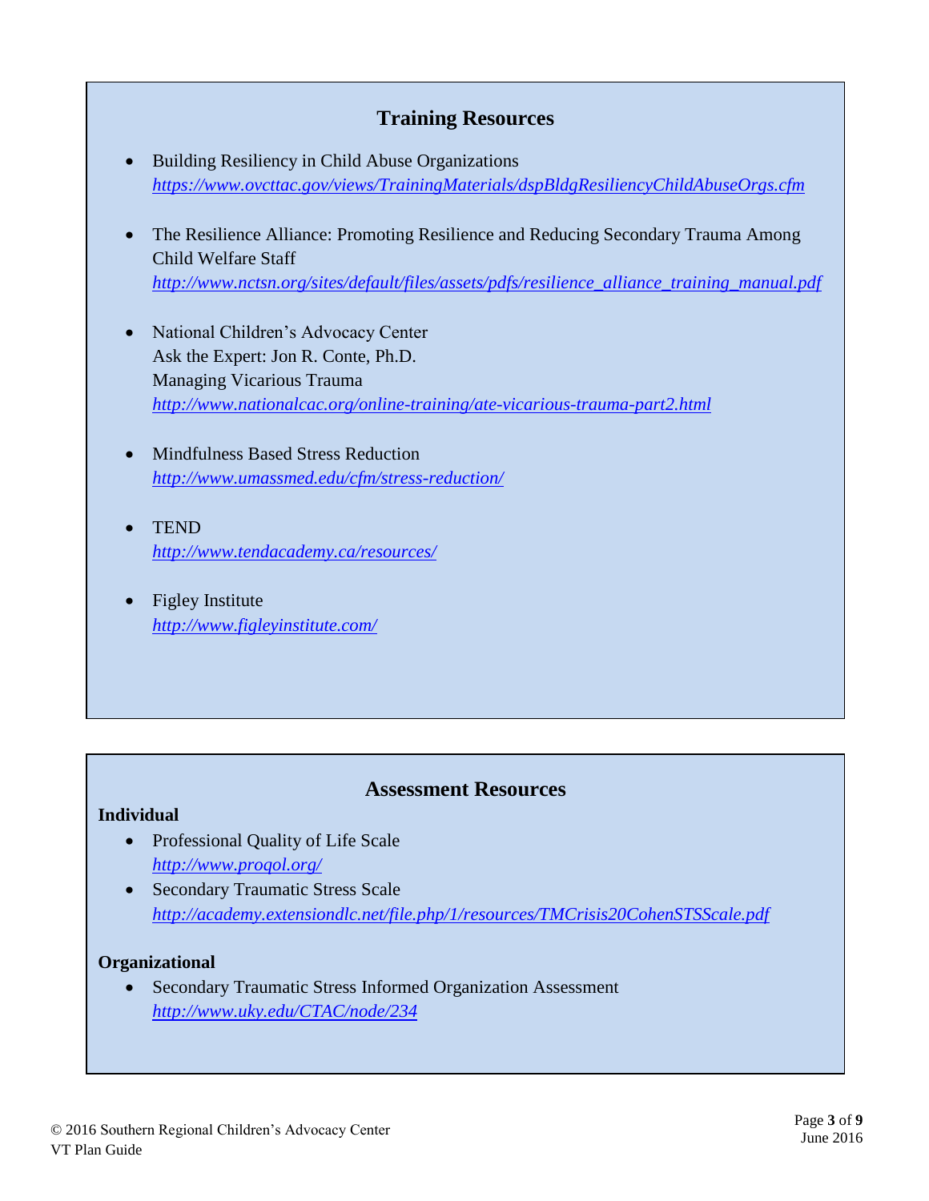## Training Resources

- Building Resiliency in Child Abuse Organizations
  *https://www.ovcttac.gov/views/TrainingMaterials/dspBldgResiliencyChildAbuseOrgs.cfm*

- The Resilience Alliance: Promoting Resilience and Reducing Secondary Trauma Among Child Welfare Staff
  *http://www.nctsn.org/sites/default/files/assets/pdfs/resilience_alliance_training_manual.pdf*

- National Children's Advocacy Center
  Ask the Expert: Jon R. Conte, Ph.D.
  Managing Vicarious Trauma
  *http://www.nationalcac.org/online-training/ate-vicarious-trauma-part2.html*

- Mindfulness Based Stress Reduction
  *http://www.umassmed.edu/cfm/stress-reduction/*

- TEND
  *http://www.tendacademy.ca/resources/*

- Figley Institute
  *http://www.figleyinstitute.com/*

## Assessment Resources

**Individual**

- Professional Quality of Life Scale
  *http://www.proqol.org/*
- Secondary Traumatic Stress Scale
  *http://academy.extensiondlc.net/file.php/1/resources/TMCrisis20CohenSTSScale.pdf*

**Organizational**

- Secondary Traumatic Stress Informed Organization Assessment
  *http://www.uky.edu/CTAC/node/234*

© 2016 Southern Regional Children's Advocacy Center
VT Plan Guide

June 2016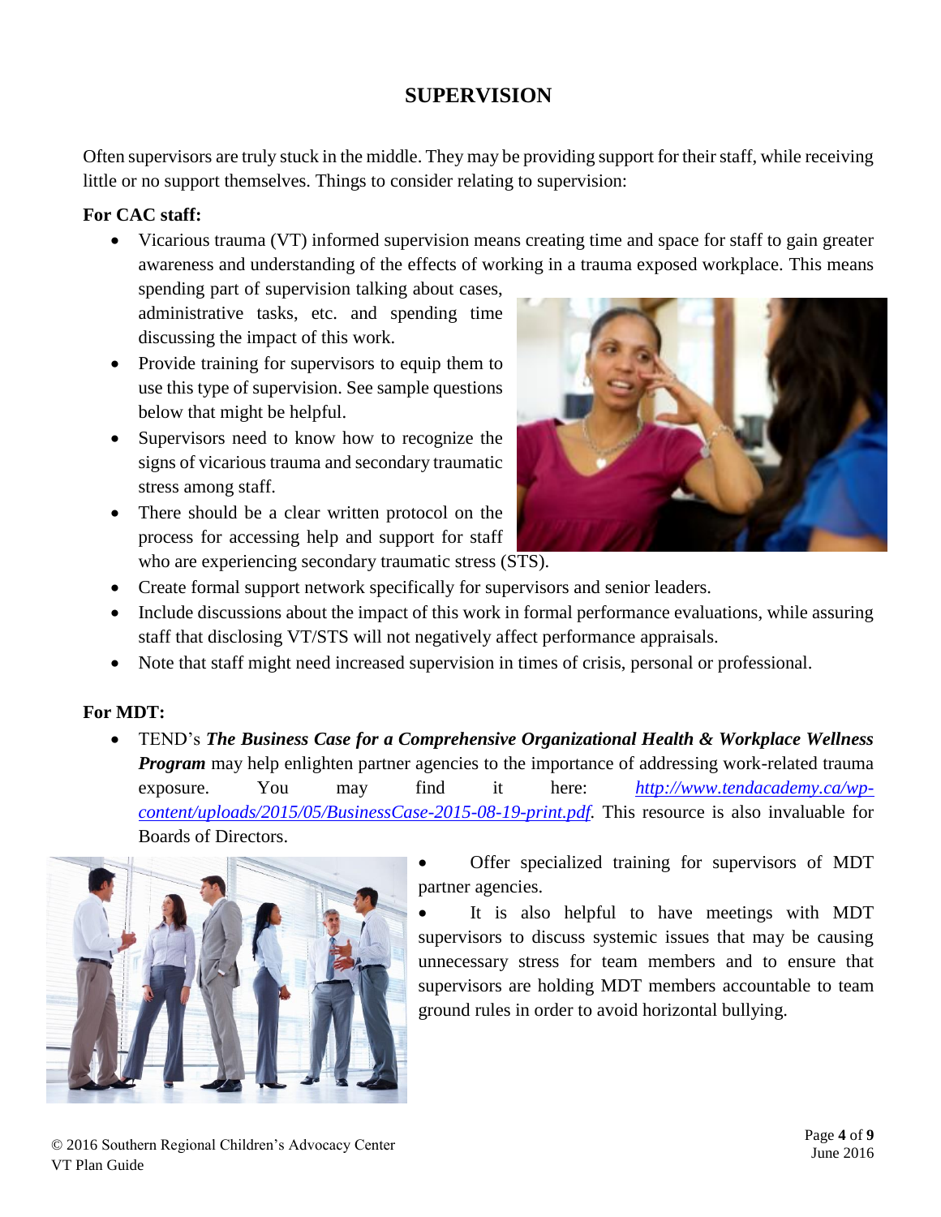# SUPERVISION

Often supervisors are truly stuck in the middle. They may be providing support for their staff, while receiving little or no support themselves. Things to consider relating to supervision:

**For CAC staff:**

- Vicarious trauma (VT) informed supervision means creating time and space for staff to gain greater awareness and understanding of the effects of working in a trauma exposed workplace. This means spending part of supervision talking about cases, administrative tasks, etc. and spending time discussing the impact of this work.
- Provide training for supervisors to equip them to use this type of supervision. See sample questions below that might be helpful.
- Supervisors need to know how to recognize the signs of vicarious trauma and secondary traumatic stress among staff.
- There should be a clear written protocol on the process for accessing help and support for staff who are experiencing secondary traumatic stress (STS).
- Create formal support network specifically for supervisors and senior leaders.
- Include discussions about the impact of this work in formal performance evaluations, while assuring staff that disclosing VT/STS will not negatively affect performance appraisals.
- Note that staff might need increased supervision in times of crisis, personal or professional.

**For MDT:**

- TEND's ***The Business Case for a Comprehensive Organizational Health & Workplace Wellness Program*** may help enlighten partner agencies to the importance of addressing work-related trauma exposure. You may find it here: [http://www.tendacademy.ca/wp-content/uploads/2015/05/BusinessCase-2015-08-19-print.pdf](http://www.tendacademy.ca/wp-content/uploads/2015/05/BusinessCase-2015-08-19-print.pdf). This resource is also invaluable for Boards of Directors.
- Offer specialized training for supervisors of MDT partner agencies.
- It is also helpful to have meetings with MDT supervisors to discuss systemic issues that may be causing unnecessary stress for team members and to ensure that supervisors are holding MDT members accountable to team ground rules in order to avoid horizontal bullying.

© 2016 Southern Regional Children's Advocacy Center
VT Plan Guide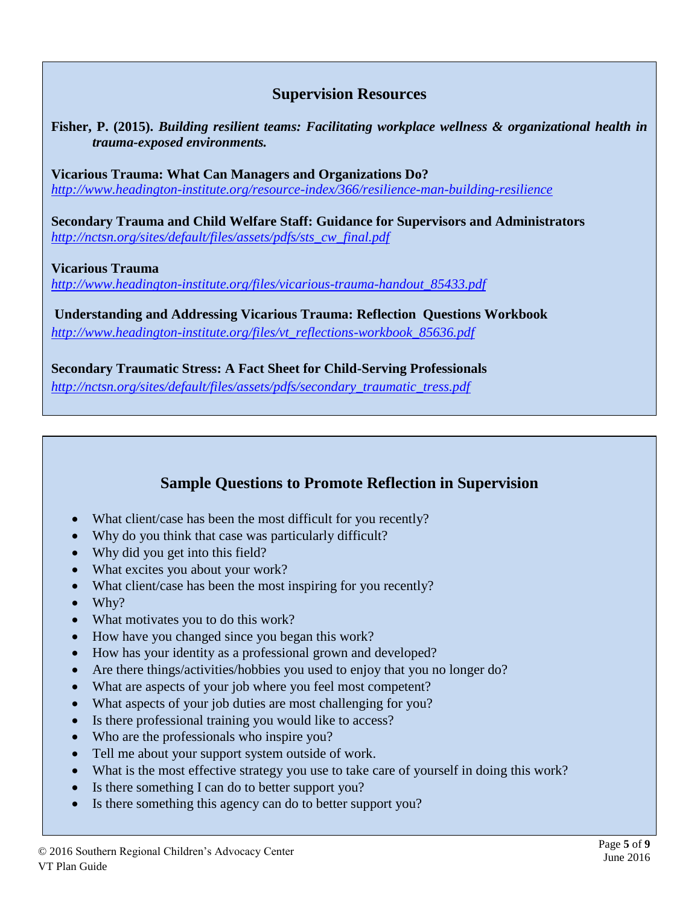## Supervision Resources

**Fisher, P. (2015).** ***Building resilient teams: Facilitating workplace wellness & organizational health in trauma-exposed environments.***

**Vicarious Trauma: What Can Managers and Organizations Do?**
*http://www.headington-institute.org/resource-index/366/resilience-man-building-resilience*

**Secondary Trauma and Child Welfare Staff: Guidance for Supervisors and Administrators**
*http://nctsn.org/sites/default/files/assets/pdfs/sts_cw_final.pdf*

**Vicarious Trauma**
*http://www.headington-institute.org/files/vicarious-trauma-handout_85433.pdf*

**Understanding and Addressing Vicarious Trauma: Reflection Questions Workbook**
*http://www.headington-institute.org/files/vt_reflections-workbook_85636.pdf*

**Secondary Traumatic Stress: A Fact Sheet for Child-Serving Professionals**
*http://nctsn.org/sites/default/files/assets/pdfs/secondary_traumatic_tress.pdf*

## Sample Questions to Promote Reflection in Supervision

- What client/case has been the most difficult for you recently?
- Why do you think that case was particularly difficult?
- Why did you get into this field?
- What excites you about your work?
- What client/case has been the most inspiring for you recently?
- Why?
- What motivates you to do this work?
- How have you changed since you began this work?
- How has your identity as a professional grown and developed?
- Are there things/activities/hobbies you used to enjoy that you no longer do?
- What are aspects of your job where you feel most competent?
- What aspects of your job duties are most challenging for you?
- Is there professional training you would like to access?
- Who are the professionals who inspire you?
- Tell me about your support system outside of work.
- What is the most effective strategy you use to take care of yourself in doing this work?
- Is there something I can do to better support you?
- Is there something this agency can do to better support you?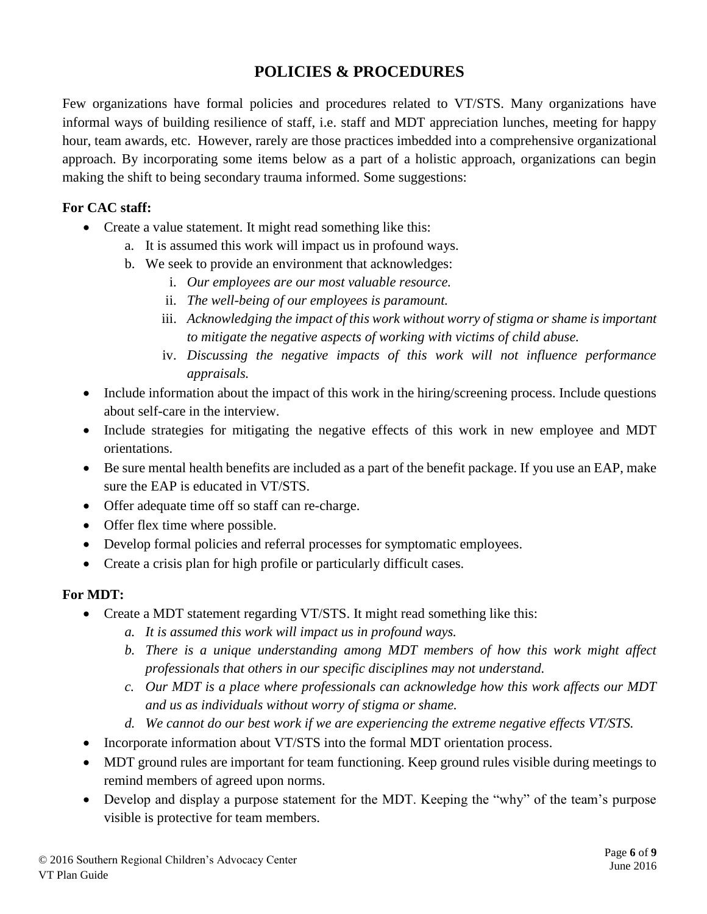# POLICIES & PROCEDURES

Few organizations have formal policies and procedures related to VT/STS. Many organizations have informal ways of building resilience of staff, i.e. staff and MDT appreciation lunches, meeting for happy hour, team awards, etc. However, rarely are those practices imbedded into a comprehensive organizational approach. By incorporating some items below as a part of a holistic approach, organizations can begin making the shift to being secondary trauma informed. Some suggestions:

**For CAC staff:**

- Create a value statement. It might read something like this:
    a. It is assumed this work will impact us in profound ways.
    b. We seek to provide an environment that acknowledges:
        i. *Our employees are our most valuable resource.*
        ii. *The well-being of our employees is paramount.*
        iii. *Acknowledging the impact of this work without worry of stigma or shame is important to mitigate the negative aspects of working with victims of child abuse.*
        iv. *Discussing the negative impacts of this work will not influence performance appraisals.*
- Include information about the impact of this work in the hiring/screening process. Include questions about self-care in the interview.
- Include strategies for mitigating the negative effects of this work in new employee and MDT orientations.
- Be sure mental health benefits are included as a part of the benefit package. If you use an EAP, make sure the EAP is educated in VT/STS.
- Offer adequate time off so staff can re-charge.
- Offer flex time where possible.
- Develop formal policies and referral processes for symptomatic employees.
- Create a crisis plan for high profile or particularly difficult cases.

**For MDT:**

- Create a MDT statement regarding VT/STS. It might read something like this:
    *a. It is assumed this work will impact us in profound ways.*
    *b. There is a unique understanding among MDT members of how this work might affect professionals that others in our specific disciplines may not understand.*
    *c. Our MDT is a place where professionals can acknowledge how this work affects our MDT and us as individuals without worry of stigma or shame.*
    *d. We cannot do our best work if we are experiencing the extreme negative effects VT/STS.*
- Incorporate information about VT/STS into the formal MDT orientation process.
- MDT ground rules are important for team functioning. Keep ground rules visible during meetings to remind members of agreed upon norms.
- Develop and display a purpose statement for the MDT. Keeping the "why" of the team's purpose visible is protective for team members.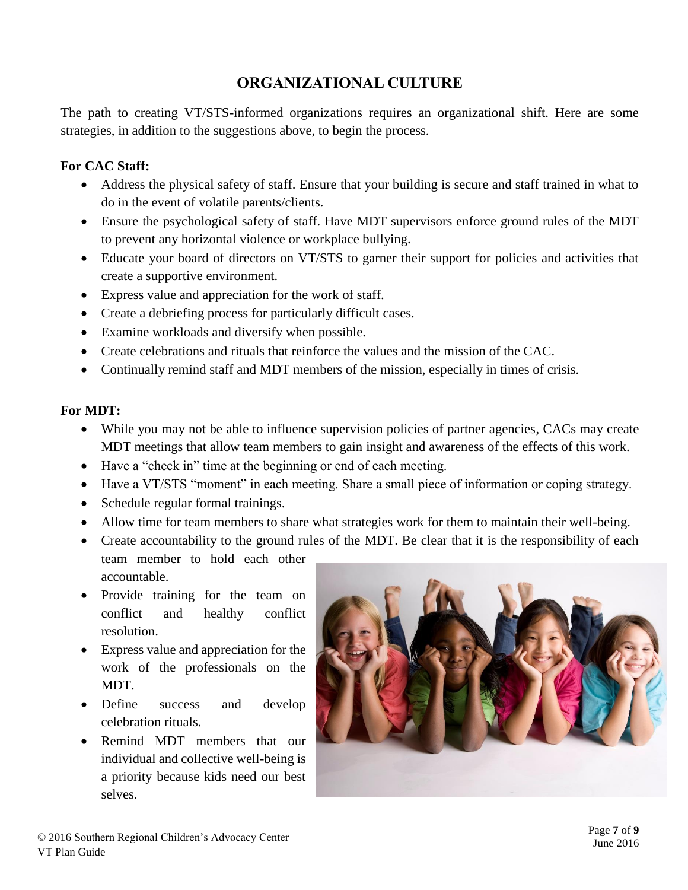# ORGANIZATIONAL CULTURE

The path to creating VT/STS-informed organizations requires an organizational shift. Here are some strategies, in addition to the suggestions above, to begin the process.

**For CAC Staff:**

- Address the physical safety of staff. Ensure that your building is secure and staff trained in what to do in the event of volatile parents/clients.
- Ensure the psychological safety of staff. Have MDT supervisors enforce ground rules of the MDT to prevent any horizontal violence or workplace bullying.
- Educate your board of directors on VT/STS to garner their support for policies and activities that create a supportive environment.
- Express value and appreciation for the work of staff.
- Create a debriefing process for particularly difficult cases.
- Examine workloads and diversify when possible.
- Create celebrations and rituals that reinforce the values and the mission of the CAC.
- Continually remind staff and MDT members of the mission, especially in times of crisis.

**For MDT:**

- While you may not be able to influence supervision policies of partner agencies, CACs may create MDT meetings that allow team members to gain insight and awareness of the effects of this work.
- Have a "check in" time at the beginning or end of each meeting.
- Have a VT/STS "moment" in each meeting. Share a small piece of information or coping strategy.
- Schedule regular formal trainings.
- Allow time for team members to share what strategies work for them to maintain their well-being.
- Create accountability to the ground rules of the MDT. Be clear that it is the responsibility of each team member to hold each other accountable.
- Provide training for the team on conflict and healthy conflict resolution.
- Express value and appreciation for the work of the professionals on the MDT.
- Define success and develop celebration rituals.
- Remind MDT members that our individual and collective well-being is a priority because kids need our best selves.

© 2016 Southern Regional Children's Advocacy Center
VT Plan Guide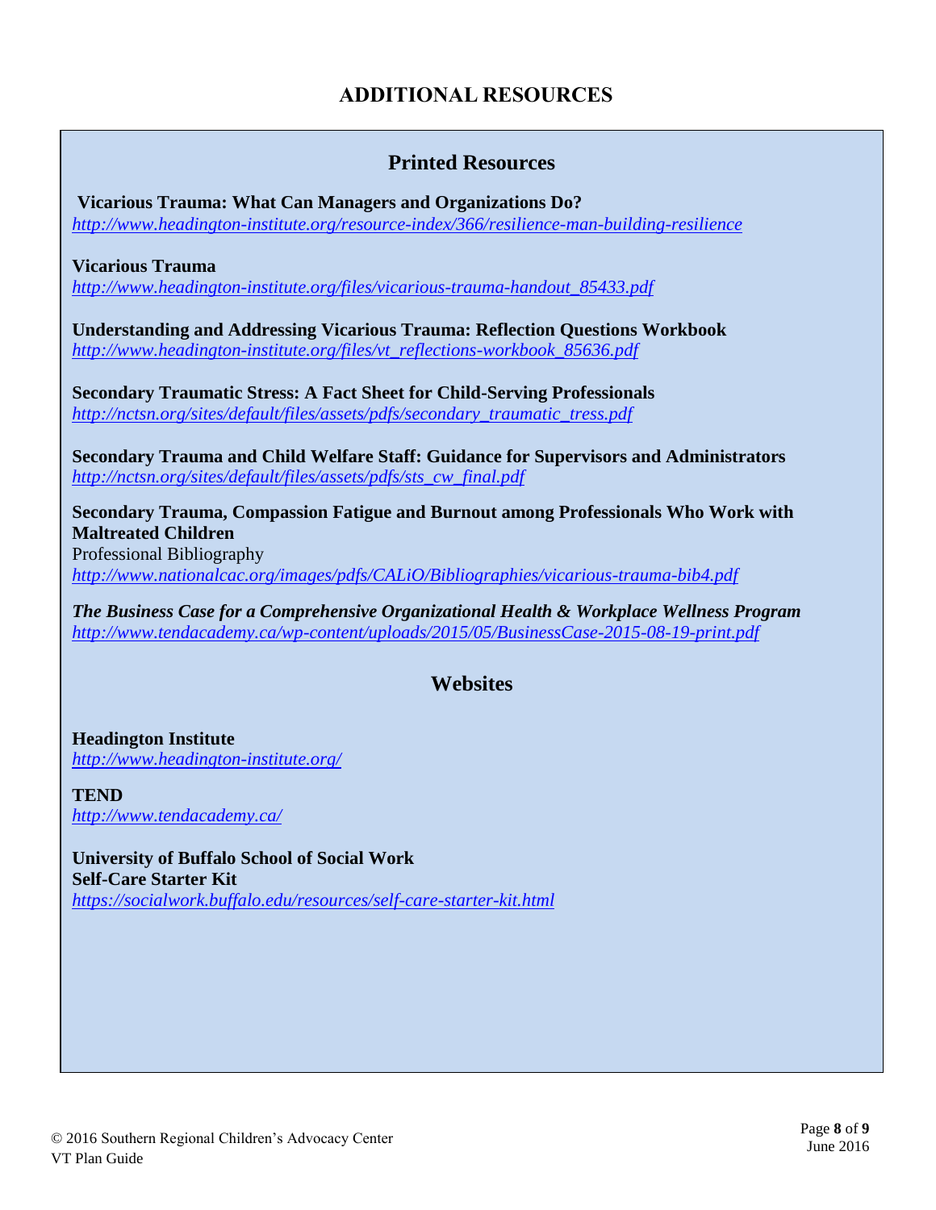# ADDITIONAL RESOURCES

## Printed Resources

**Vicarious Trauma: What Can Managers and Organizations Do?**
*http://www.headington-institute.org/resource-index/366/resilience-man-building-resilience*

**Vicarious Trauma**
*http://www.headington-institute.org/files/vicarious-trauma-handout_85433.pdf*

**Understanding and Addressing Vicarious Trauma: Reflection Questions Workbook**
*http://www.headington-institute.org/files/vt_reflections-workbook_85636.pdf*

**Secondary Traumatic Stress: A Fact Sheet for Child-Serving Professionals**
*http://nctsn.org/sites/default/files/assets/pdfs/secondary_traumatic_tress.pdf*

**Secondary Trauma and Child Welfare Staff: Guidance for Supervisors and Administrators**
*http://nctsn.org/sites/default/files/assets/pdfs/sts_cw_final.pdf*

**Secondary Trauma, Compassion Fatigue and Burnout among Professionals Who Work with Maltreated Children**
Professional Bibliography
*http://www.nationalcac.org/images/pdfs/CALiO/Bibliographies/vicarious-trauma-bib4.pdf*

***The Business Case for a Comprehensive Organizational Health & Workplace Wellness Program***
*http://www.tendacademy.ca/wp-content/uploads/2015/05/BusinessCase-2015-08-19-print.pdf*

## Websites

**Headington Institute**
*http://www.headington-institute.org/*

**TEND**
*http://www.tendacademy.ca/*

**University of Buffalo School of Social Work**
**Self-Care Starter Kit**
*https://socialwork.buffalo.edu/resources/self-care-starter-kit.html*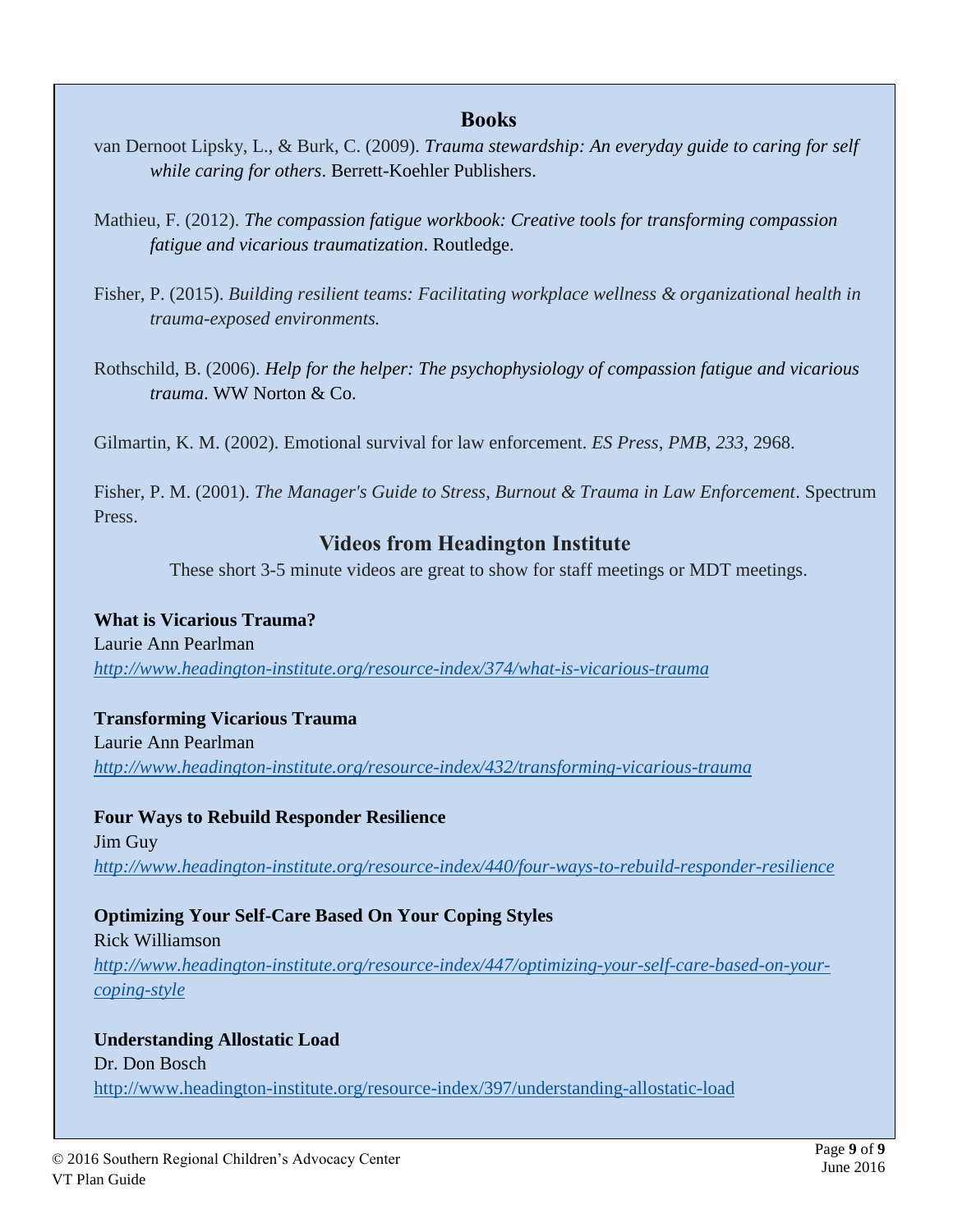## Books

van Dernoot Lipsky, L., & Burk, C. (2009). *Trauma stewardship: An everyday guide to caring for self while caring for others*. Berrett-Koehler Publishers.

Mathieu, F. (2012). *The compassion fatigue workbook: Creative tools for transforming compassion fatigue and vicarious traumatization*. Routledge.

Fisher, P. (2015). *Building resilient teams: Facilitating workplace wellness & organizational health in trauma-exposed environments.*

Rothschild, B. (2006). *Help for the helper: The psychophysiology of compassion fatigue and vicarious trauma*. WW Norton & Co.

Gilmartin, K. M. (2002). Emotional survival for law enforcement. *ES Press, PMB, 233*, 2968.

Fisher, P. M. (2001). *The Manager's Guide to Stress, Burnout & Trauma in Law Enforcement*. Spectrum Press.

## Videos from Headington Institute

These short 3-5 minute videos are great to show for staff meetings or MDT meetings.

**What is Vicarious Trauma?**
Laurie Ann Pearlman
*http://www.headington-institute.org/resource-index/374/what-is-vicarious-trauma*

**Transforming Vicarious Trauma**
Laurie Ann Pearlman
*http://www.headington-institute.org/resource-index/432/transforming-vicarious-trauma*

**Four Ways to Rebuild Responder Resilience**
Jim Guy
*http://www.headington-institute.org/resource-index/440/four-ways-to-rebuild-responder-resilience*

**Optimizing Your Self-Care Based On Your Coping Styles**
Rick Williamson
*http://www.headington-institute.org/resource-index/447/optimizing-your-self-care-based-on-your-coping-style*

**Understanding Allostatic Load**
Dr. Don Bosch
http://www.headington-institute.org/resource-index/397/understanding-allostatic-load